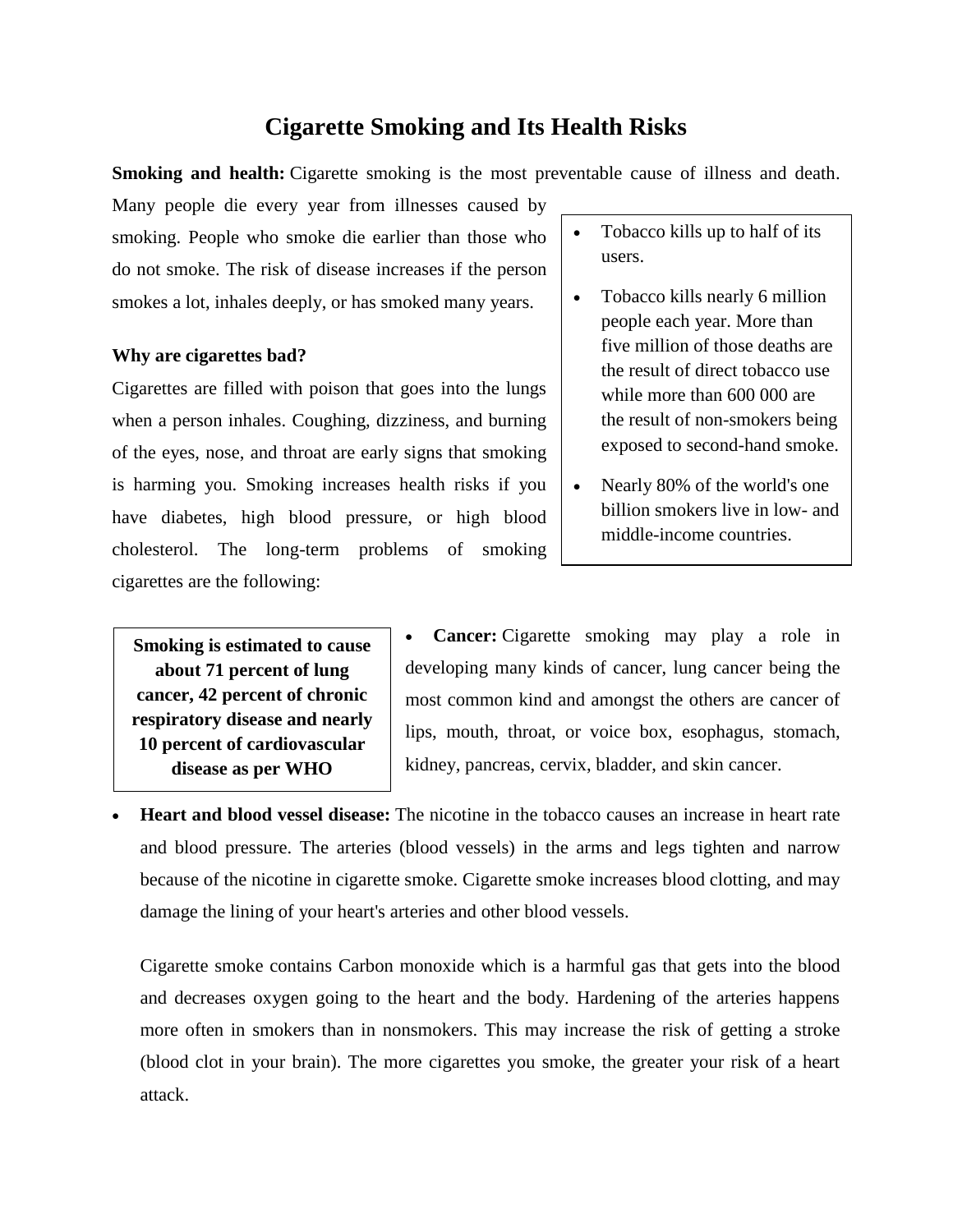# Cigarette Smoking and Its Health Risks

**Smoking and health:** Cigarette smoking is the most preventable cause of illness and death. Many people die every year from illnesses caused by smoking. People who smoke die earlier than those who do not smoke. The risk of disease increases if the person smokes a lot, inhales deeply, or has smoked many years.

- Tobacco kills up to half of its users.
- Tobacco kills nearly 6 million people each year. More than five million of those deaths are the result of direct tobacco use while more than 600 000 are the result of non-smokers being exposed to second-hand smoke.
- Nearly 80% of the world's one billion smokers live in low- and middle-income countries.

**Why are cigarettes bad?**

Cigarettes are filled with poison that goes into the lungs when a person inhales. Coughing, dizziness, and burning of the eyes, nose, and throat are early signs that smoking is harming you. Smoking increases health risks if you have diabetes, high blood pressure, or high blood cholesterol. The long-term problems of smoking cigarettes are the following:

**Smoking is estimated to cause about 71 percent of lung cancer, 42 percent of chronic respiratory disease and nearly 10 percent of cardiovascular disease as per WHO**

- **Cancer:** Cigarette smoking may play a role in developing many kinds of cancer, lung cancer being the most common kind and amongst the others are cancer of lips, mouth, throat, or voice box, esophagus, stomach, kidney, pancreas, cervix, bladder, and skin cancer.
- **Heart and blood vessel disease:** The nicotine in the tobacco causes an increase in heart rate and blood pressure. The arteries (blood vessels) in the arms and legs tighten and narrow because of the nicotine in cigarette smoke. Cigarette smoke increases blood clotting, and may damage the lining of your heart's arteries and other blood vessels.

  Cigarette smoke contains Carbon monoxide which is a harmful gas that gets into the blood and decreases oxygen going to the heart and the body. Hardening of the arteries happens more often in smokers than in nonsmokers. This may increase the risk of getting a stroke (blood clot in your brain). The more cigarettes you smoke, the greater your risk of a heart attack.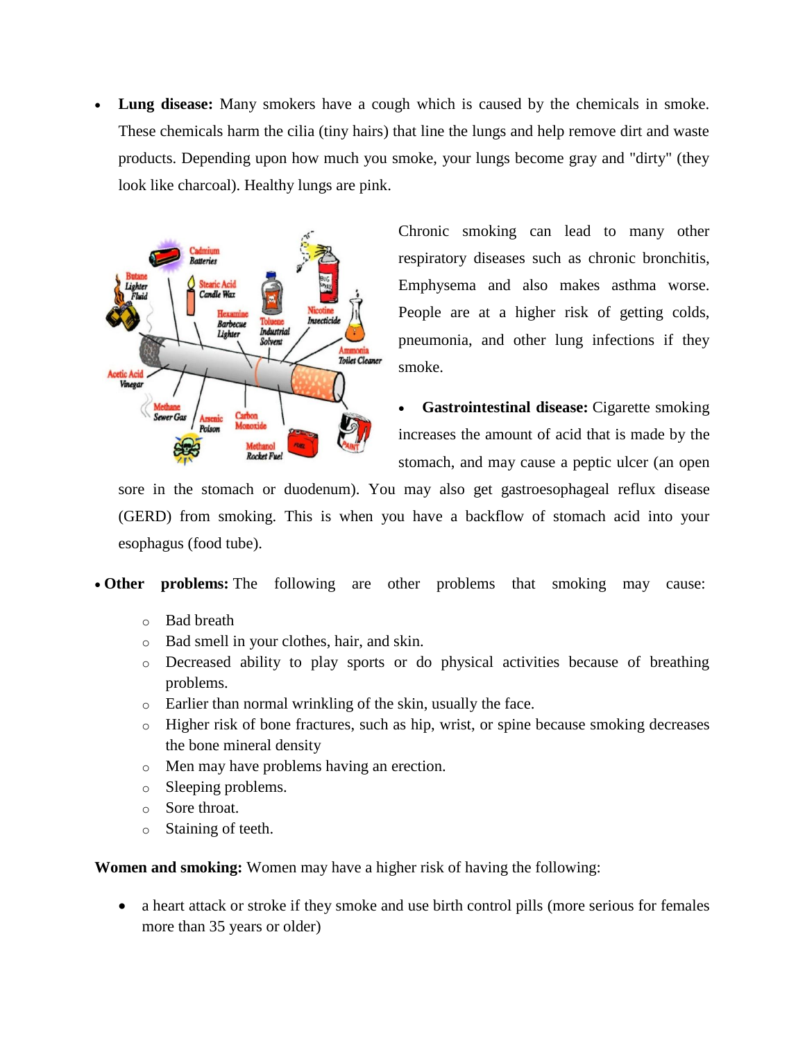- **Lung disease:** Many smokers have a cough which is caused by the chemicals in smoke. These chemicals harm the cilia (tiny hairs) that line the lungs and help remove dirt and waste products. Depending upon how much you smoke, your lungs become gray and "dirty" (they look like charcoal). Healthy lungs are pink.

  Chronic smoking can lead to many other respiratory diseases such as chronic bronchitis, Emphysema and also makes asthma worse. People are at a higher risk of getting colds, pneumonia, and other lung infections if they smoke.

- **Gastrointestinal disease:** Cigarette smoking increases the amount of acid that is made by the stomach, and may cause a peptic ulcer (an open sore in the stomach or duodenum). You may also get gastroesophageal reflux disease (GERD) from smoking. This is when you have a backflow of stomach acid into your esophagus (food tube).

- **Other problems:** The following are other problems that smoking may cause:
  - Bad breath
  - Bad smell in your clothes, hair, and skin.
  - Decreased ability to play sports or do physical activities because of breathing problems.
  - Earlier than normal wrinkling of the skin, usually the face.
  - Higher risk of bone fractures, such as hip, wrist, or spine because smoking decreases the bone mineral density
  - Men may have problems having an erection.
  - Sleeping problems.
  - Sore throat.
  - Staining of teeth.

**Women and smoking:** Women may have a higher risk of having the following:

- a heart attack or stroke if they smoke and use birth control pills (more serious for females more than 35 years or older)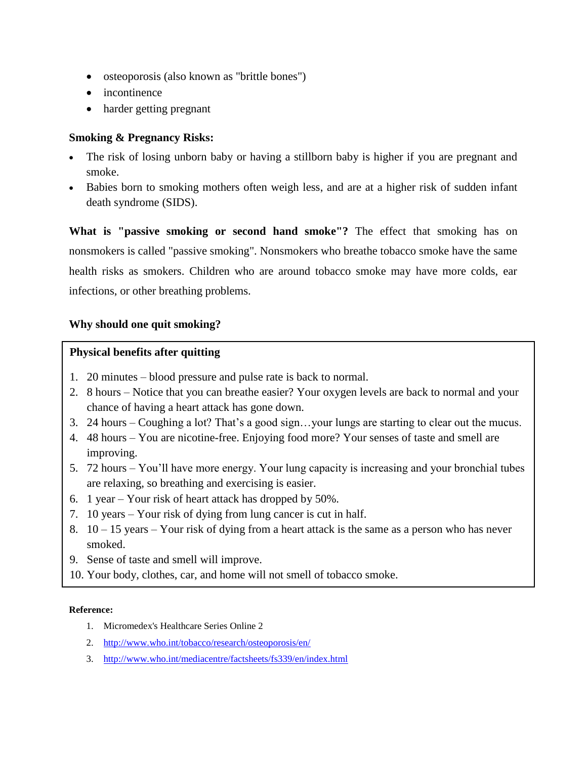- osteoporosis (also known as "brittle bones")
- incontinence
- harder getting pregnant

**Smoking & Pregnancy Risks:**

- The risk of losing unborn baby or having a stillborn baby is higher if you are pregnant and smoke.
- Babies born to smoking mothers often weigh less, and are at a higher risk of sudden infant death syndrome (SIDS).

**What is "passive smoking or second hand smoke"?** The effect that smoking has on nonsmokers is called "passive smoking". Nonsmokers who breathe tobacco smoke have the same health risks as smokers. Children who are around tobacco smoke may have more colds, ear infections, or other breathing problems.

**Why should one quit smoking?**

**Physical benefits after quitting**

1. 20 minutes – blood pressure and pulse rate is back to normal.
2. 8 hours – Notice that you can breathe easier? Your oxygen levels are back to normal and your chance of having a heart attack has gone down.
3. 24 hours – Coughing a lot? That's a good sign…your lungs are starting to clear out the mucus.
4. 48 hours – You are nicotine-free. Enjoying food more? Your senses of taste and smell are improving.
5. 72 hours – You'll have more energy. Your lung capacity is increasing and your bronchial tubes are relaxing, so breathing and exercising is easier.
6. 1 year – Your risk of heart attack has dropped by 50%.
7. 10 years – Your risk of dying from lung cancer is cut in half.
8. 10 – 15 years – Your risk of dying from a heart attack is the same as a person who has never smoked.
9. Sense of taste and smell will improve.
10. Your body, clothes, car, and home will not smell of tobacco smoke.

**Reference:**

1. Micromedex's Healthcare Series Online 2
2. http://www.who.int/tobacco/research/osteoporosis/en/
3. http://www.who.int/mediacentre/factsheets/fs339/en/index.html